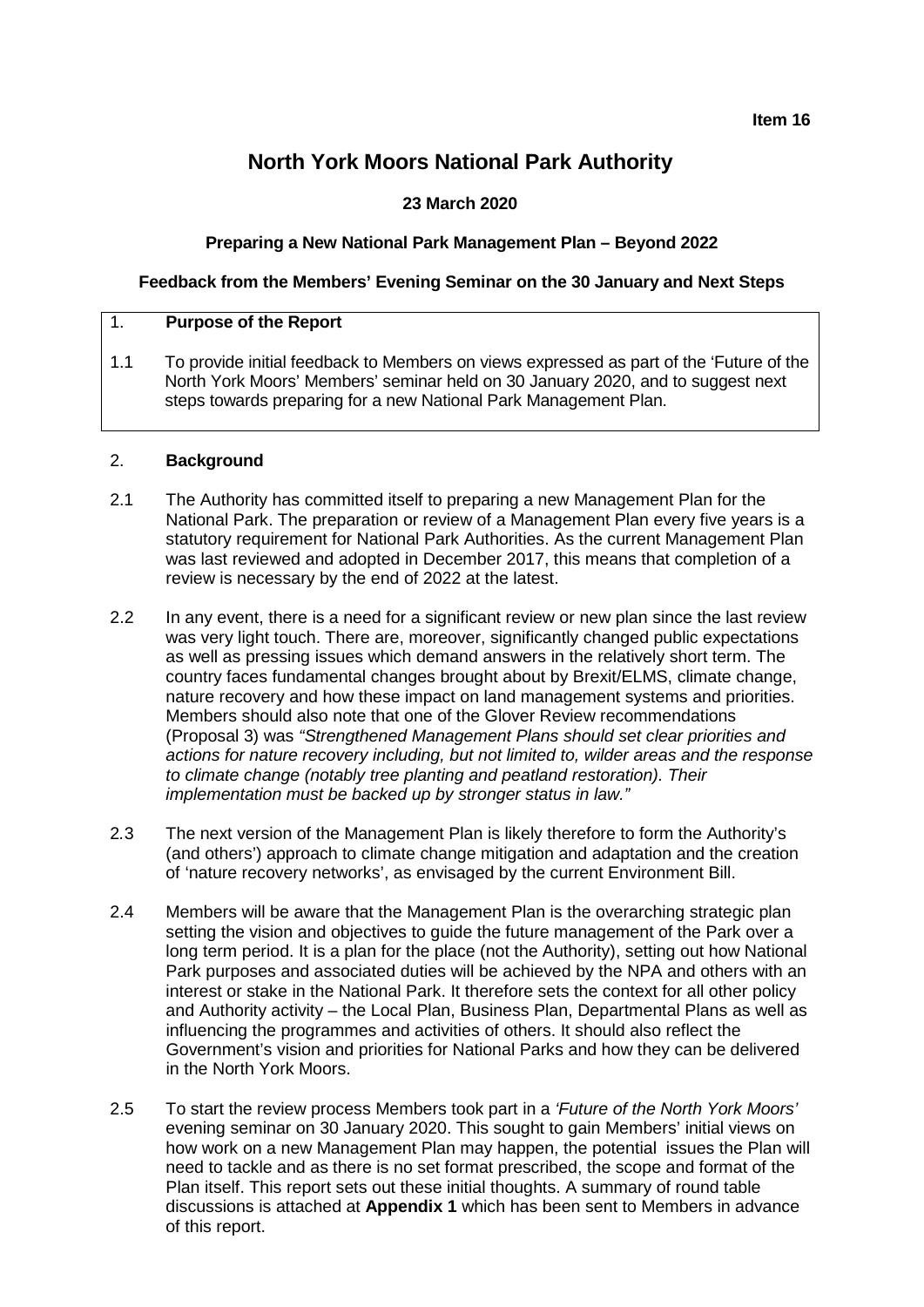**Item 16**

# North York Moors National Park Authority

**23 March 2020**

**Preparing a New National Park Management Plan – Beyond 2022**

**Feedback from the Members' Evening Seminar on the 30 January and Next Steps**

## 1. Purpose of the Report

1.1 To provide initial feedback to Members on views expressed as part of the 'Future of the North York Moors' Members' seminar held on 30 January 2020, and to suggest next steps towards preparing for a new National Park Management Plan.

## 2. Background

2.1 The Authority has committed itself to preparing a new Management Plan for the National Park. The preparation or review of a Management Plan every five years is a statutory requirement for National Park Authorities. As the current Management Plan was last reviewed and adopted in December 2017, this means that completion of a review is necessary by the end of 2022 at the latest.

2.2 In any event, there is a need for a significant review or new plan since the last review was very light touch. There are, moreover, significantly changed public expectations as well as pressing issues which demand answers in the relatively short term. The country faces fundamental changes brought about by Brexit/ELMS, climate change, nature recovery and how these impact on land management systems and priorities. Members should also note that one of the Glover Review recommendations (Proposal 3) was *"Strengthened Management Plans should set clear priorities and actions for nature recovery including, but not limited to, wilder areas and the response to climate change (notably tree planting and peatland restoration). Their implementation must be backed up by stronger status in law."*

2.3 The next version of the Management Plan is likely therefore to form the Authority's (and others') approach to climate change mitigation and adaptation and the creation of 'nature recovery networks', as envisaged by the current Environment Bill.

2.4 Members will be aware that the Management Plan is the overarching strategic plan setting the vision and objectives to guide the future management of the Park over a long term period. It is a plan for the place (not the Authority), setting out how National Park purposes and associated duties will be achieved by the NPA and others with an interest or stake in the National Park. It therefore sets the context for all other policy and Authority activity – the Local Plan, Business Plan, Departmental Plans as well as influencing the programmes and activities of others. It should also reflect the Government's vision and priorities for National Parks and how they can be delivered in the North York Moors.

2.5 To start the review process Members took part in a *'Future of the North York Moors'* evening seminar on 30 January 2020. This sought to gain Members' initial views on how work on a new Management Plan may happen, the potential issues the Plan will need to tackle and as there is no set format prescribed, the scope and format of the Plan itself. This report sets out these initial thoughts. A summary of round table discussions is attached at **Appendix 1** which has been sent to Members in advance of this report.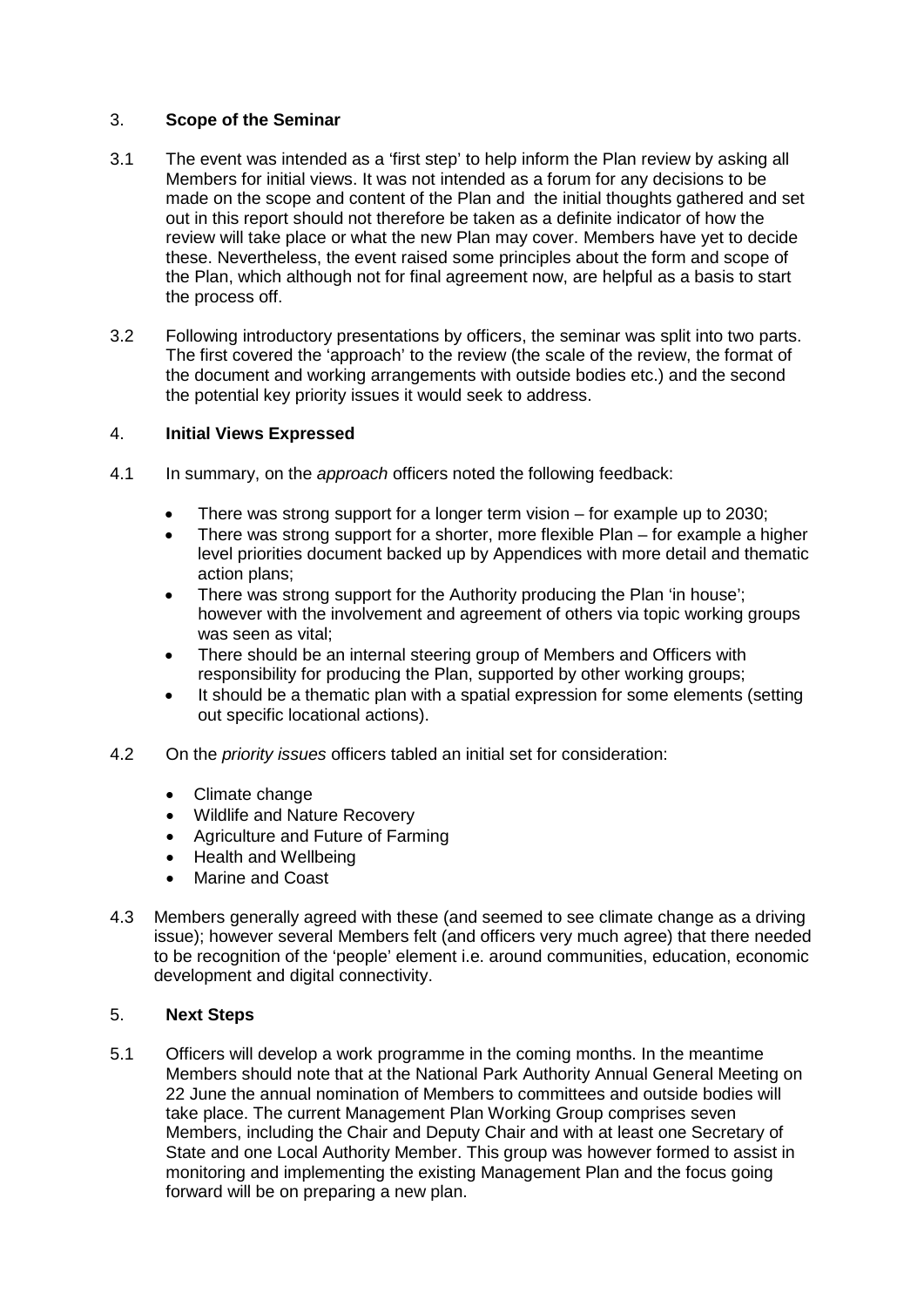## 3. **Scope of the Seminar**

3.1 The event was intended as a 'first step' to help inform the Plan review by asking all Members for initial views. It was not intended as a forum for any decisions to be made on the scope and content of the Plan and the initial thoughts gathered and set out in this report should not therefore be taken as a definite indicator of how the review will take place or what the new Plan may cover. Members have yet to decide these. Nevertheless, the event raised some principles about the form and scope of the Plan, which although not for final agreement now, are helpful as a basis to start the process off.

3.2 Following introductory presentations by officers, the seminar was split into two parts. The first covered the 'approach' to the review (the scale of the review, the format of the document and working arrangements with outside bodies etc.) and the second the potential key priority issues it would seek to address.

## 4. **Initial Views Expressed**

4.1 In summary, on the *approach* officers noted the following feedback:

- There was strong support for a longer term vision – for example up to 2030;
- There was strong support for a shorter, more flexible Plan – for example a higher level priorities document backed up by Appendices with more detail and thematic action plans;
- There was strong support for the Authority producing the Plan 'in house'; however with the involvement and agreement of others via topic working groups was seen as vital;
- There should be an internal steering group of Members and Officers with responsibility for producing the Plan, supported by other working groups;
- It should be a thematic plan with a spatial expression for some elements (setting out specific locational actions).

4.2 On the *priority issues* officers tabled an initial set for consideration:

- Climate change
- Wildlife and Nature Recovery
- Agriculture and Future of Farming
- Health and Wellbeing
- Marine and Coast

4.3 Members generally agreed with these (and seemed to see climate change as a driving issue); however several Members felt (and officers very much agree) that there needed to be recognition of the 'people' element i.e. around communities, education, economic development and digital connectivity.

## 5. **Next Steps**

5.1 Officers will develop a work programme in the coming months. In the meantime Members should note that at the National Park Authority Annual General Meeting on 22 June the annual nomination of Members to committees and outside bodies will take place. The current Management Plan Working Group comprises seven Members, including the Chair and Deputy Chair and with at least one Secretary of State and one Local Authority Member. This group was however formed to assist in monitoring and implementing the existing Management Plan and the focus going forward will be on preparing a new plan.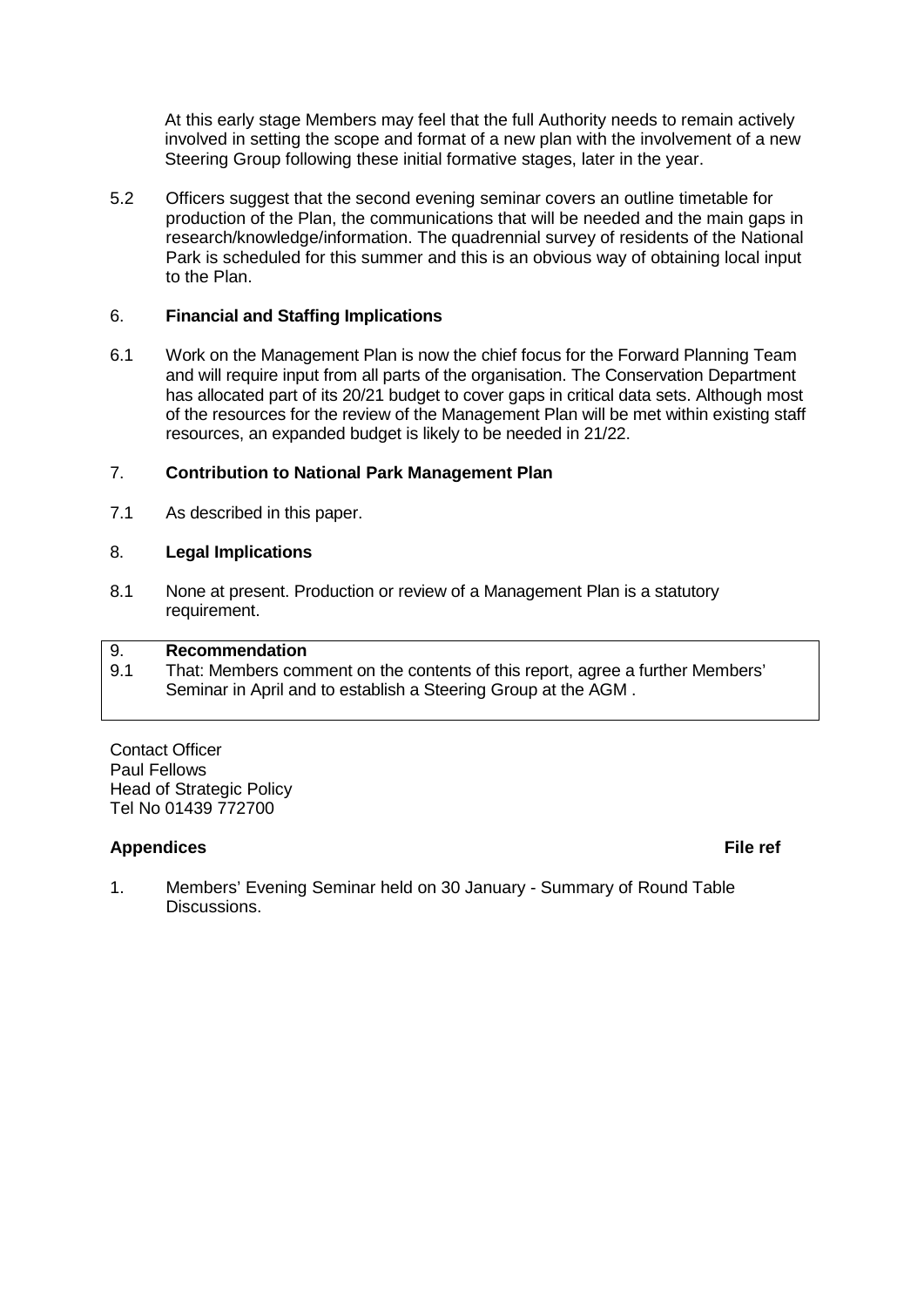At this early stage Members may feel that the full Authority needs to remain actively involved in setting the scope and format of a new plan with the involvement of a new Steering Group following these initial formative stages, later in the year.

5.2 Officers suggest that the second evening seminar covers an outline timetable for production of the Plan, the communications that will be needed and the main gaps in research/knowledge/information. The quadrennial survey of residents of the National Park is scheduled for this summer and this is an obvious way of obtaining local input to the Plan.

## 6. Financial and Staffing Implications

6.1 Work on the Management Plan is now the chief focus for the Forward Planning Team and will require input from all parts of the organisation. The Conservation Department has allocated part of its 20/21 budget to cover gaps in critical data sets. Although most of the resources for the review of the Management Plan will be met within existing staff resources, an expanded budget is likely to be needed in 21/22.

## 7. Contribution to National Park Management Plan

7.1 As described in this paper.

## 8. Legal Implications

8.1 None at present. Production or review of a Management Plan is a statutory requirement.

## 9. Recommendation

9.1 That: Members comment on the contents of this report, agree a further Members' Seminar in April and to establish a Steering Group at the AGM .

Contact Officer
Paul Fellows
Head of Strategic Policy
Tel No 01439 772700

**Appendices** **File ref**

1. Members' Evening Seminar held on 30 January - Summary of Round Table Discussions.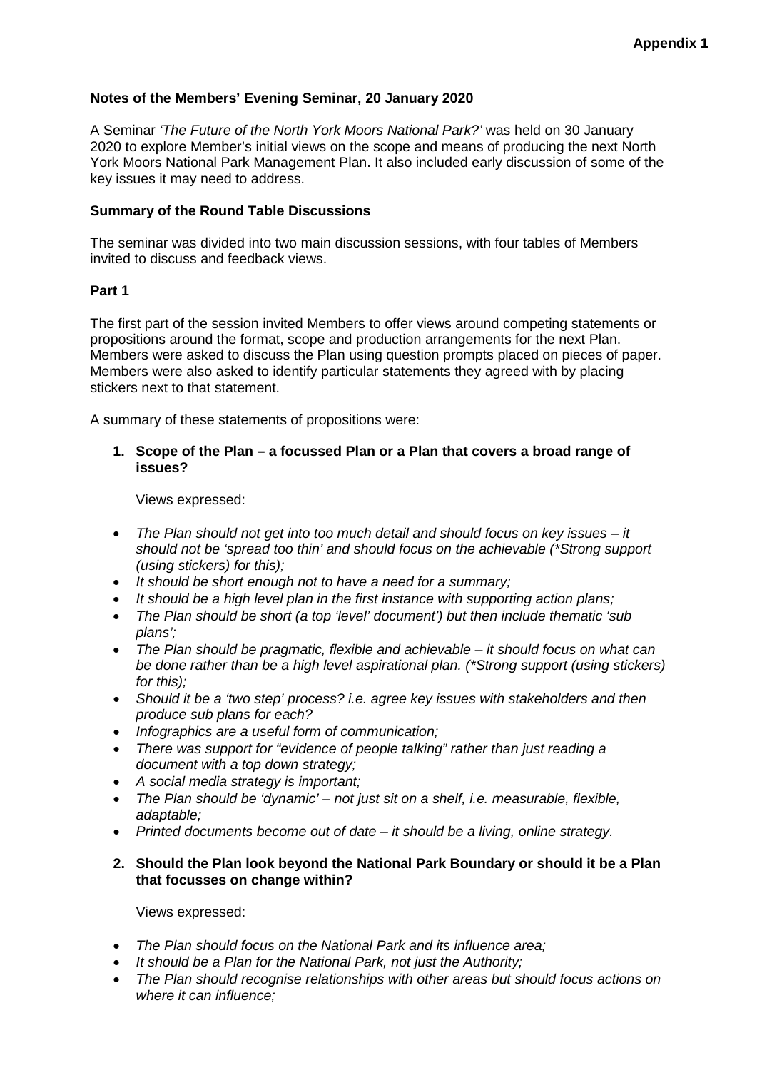**Appendix 1**

**Notes of the Members' Evening Seminar, 20 January 2020**

A Seminar *'The Future of the North York Moors National Park?'* was held on 30 January 2020 to explore Member's initial views on the scope and means of producing the next North York Moors National Park Management Plan. It also included early discussion of some of the key issues it may need to address.

**Summary of the Round Table Discussions**

The seminar was divided into two main discussion sessions, with four tables of Members invited to discuss and feedback views.

**Part 1**

The first part of the session invited Members to offer views around competing statements or propositions around the format, scope and production arrangements for the next Plan. Members were asked to discuss the Plan using question prompts placed on pieces of paper. Members were also asked to identify particular statements they agreed with by placing stickers next to that statement.

A summary of these statements of propositions were:

1. **Scope of the Plan – a focussed Plan or a Plan that covers a broad range of issues?**

   Views expressed:

- *The Plan should not get into too much detail and should focus on key issues – it should not be 'spread too thin' and should focus on the achievable (*Strong support (using stickers) for this);*
- *It should be short enough not to have a need for a summary;*
- *It should be a high level plan in the first instance with supporting action plans;*
- *The Plan should be short (a top 'level' document') but then include thematic 'sub plans';*
- *The Plan should be pragmatic, flexible and achievable – it should focus on what can be done rather than be a high level aspirational plan. (*Strong support (using stickers) for this);*
- *Should it be a 'two step' process? i.e. agree key issues with stakeholders and then produce sub plans for each?*
- *Infographics are a useful form of communication;*
- *There was support for "evidence of people talking" rather than just reading a document with a top down strategy;*
- *A social media strategy is important;*
- *The Plan should be 'dynamic' – not just sit on a shelf, i.e. measurable, flexible, adaptable;*
- *Printed documents become out of date – it should be a living, online strategy.*

2. **Should the Plan look beyond the National Park Boundary or should it be a Plan that focusses on change within?**

   Views expressed:

- *The Plan should focus on the National Park and its influence area;*
- *It should be a Plan for the National Park, not just the Authority;*
- *The Plan should recognise relationships with other areas but should focus actions on where it can influence;*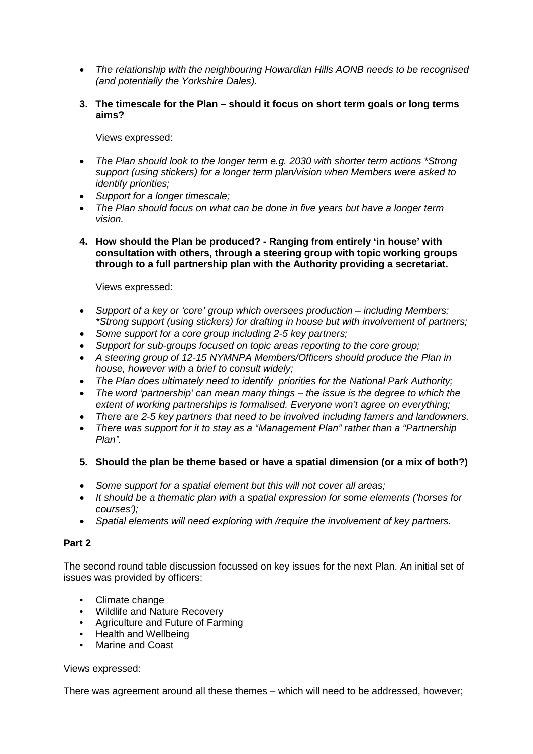- *The relationship with the neighbouring Howardian Hills AONB needs to be recognised (and potentially the Yorkshire Dales).*

**3. The timescale for the Plan – should it focus on short term goals or long terms aims?**

Views expressed:

- *The Plan should look to the longer term e.g. 2030 with shorter term actions *Strong support (using stickers) for a longer term plan/vision when Members were asked to identify priorities;*
- *Support for a longer timescale;*
- *The Plan should focus on what can be done in five years but have a longer term vision.*

**4. How should the Plan be produced? - Ranging from entirely 'in house' with consultation with others, through a steering group with topic working groups through to a full partnership plan with the Authority providing a secretariat.**

Views expressed:

- *Support of a key or 'core' group which oversees production – including Members; *Strong support (using stickers) for drafting in house but with involvement of partners;*
- *Some support for a core group including 2-5 key partners;*
- *Support for sub-groups focused on topic areas reporting to the core group;*
- *A steering group of 12-15 NYMNPA Members/Officers should produce the Plan in house, however with a brief to consult widely;*
- *The Plan does ultimately need to identify priorities for the National Park Authority;*
- *The word 'partnership' can mean many things – the issue is the degree to which the extent of working partnerships is formalised. Everyone won't agree on everything;*
- *There are 2-5 key partners that need to be involved including famers and landowners.*
- *There was support for it to stay as a "Management Plan" rather than a "Partnership Plan".*

**5. Should the plan be theme based or have a spatial dimension (or a mix of both?)**

- *Some support for a spatial element but this will not cover all areas;*
- *It should be a thematic plan with a spatial expression for some elements ('horses for courses');*
- *Spatial elements will need exploring with /require the involvement of key partners.*

**Part 2**

The second round table discussion focussed on key issues for the next Plan. An initial set of issues was provided by officers:

- Climate change
- Wildlife and Nature Recovery
- Agriculture and Future of Farming
- Health and Wellbeing
- Marine and Coast

Views expressed:

There was agreement around all these themes – which will need to be addressed, however;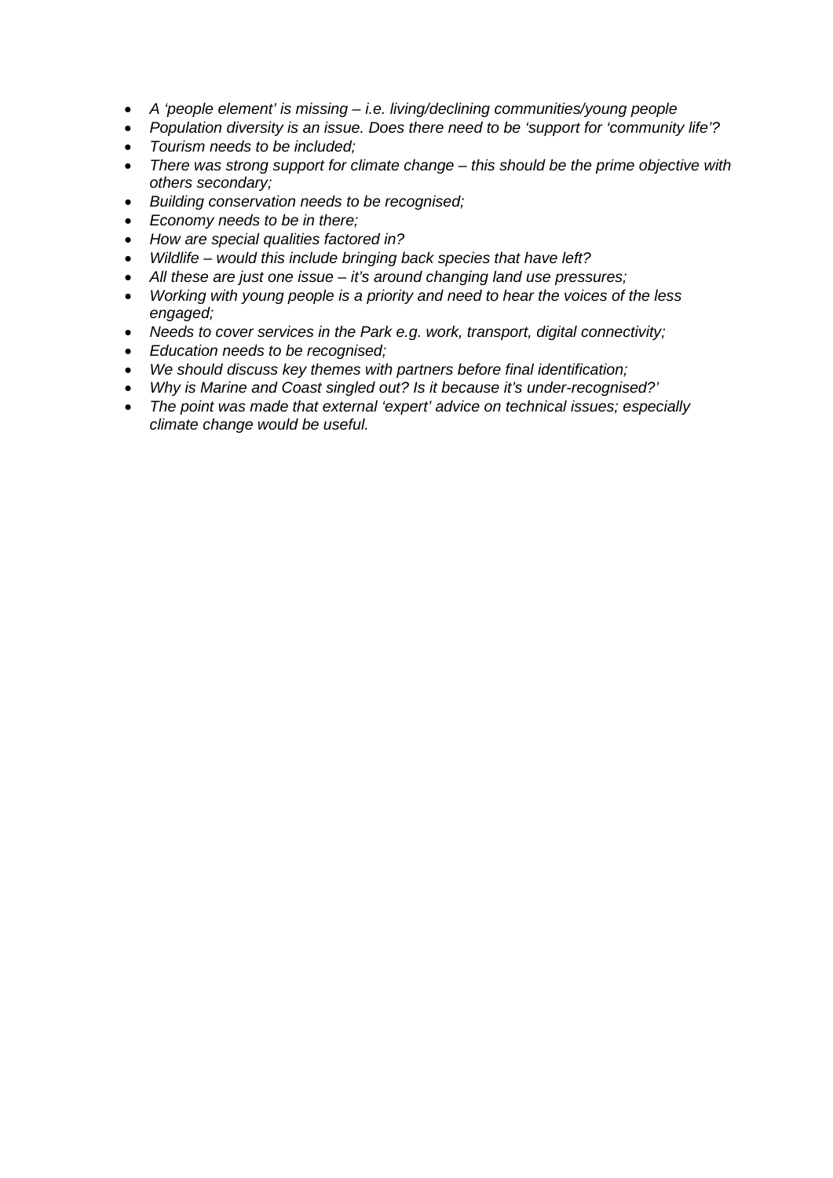- *A 'people element' is missing – i.e. living/declining communities/young people*
- *Population diversity is an issue. Does there need to be 'support for 'community life'?*
- *Tourism needs to be included;*
- *There was strong support for climate change – this should be the prime objective with others secondary;*
- *Building conservation needs to be recognised;*
- *Economy needs to be in there;*
- *How are special qualities factored in?*
- *Wildlife – would this include bringing back species that have left?*
- *All these are just one issue – it's around changing land use pressures;*
- *Working with young people is a priority and need to hear the voices of the less engaged;*
- *Needs to cover services in the Park e.g. work, transport, digital connectivity;*
- *Education needs to be recognised;*
- *We should discuss key themes with partners before final identification;*
- *Why is Marine and Coast singled out? Is it because it's under-recognised?'*
- *The point was made that external 'expert' advice on technical issues; especially climate change would be useful.*